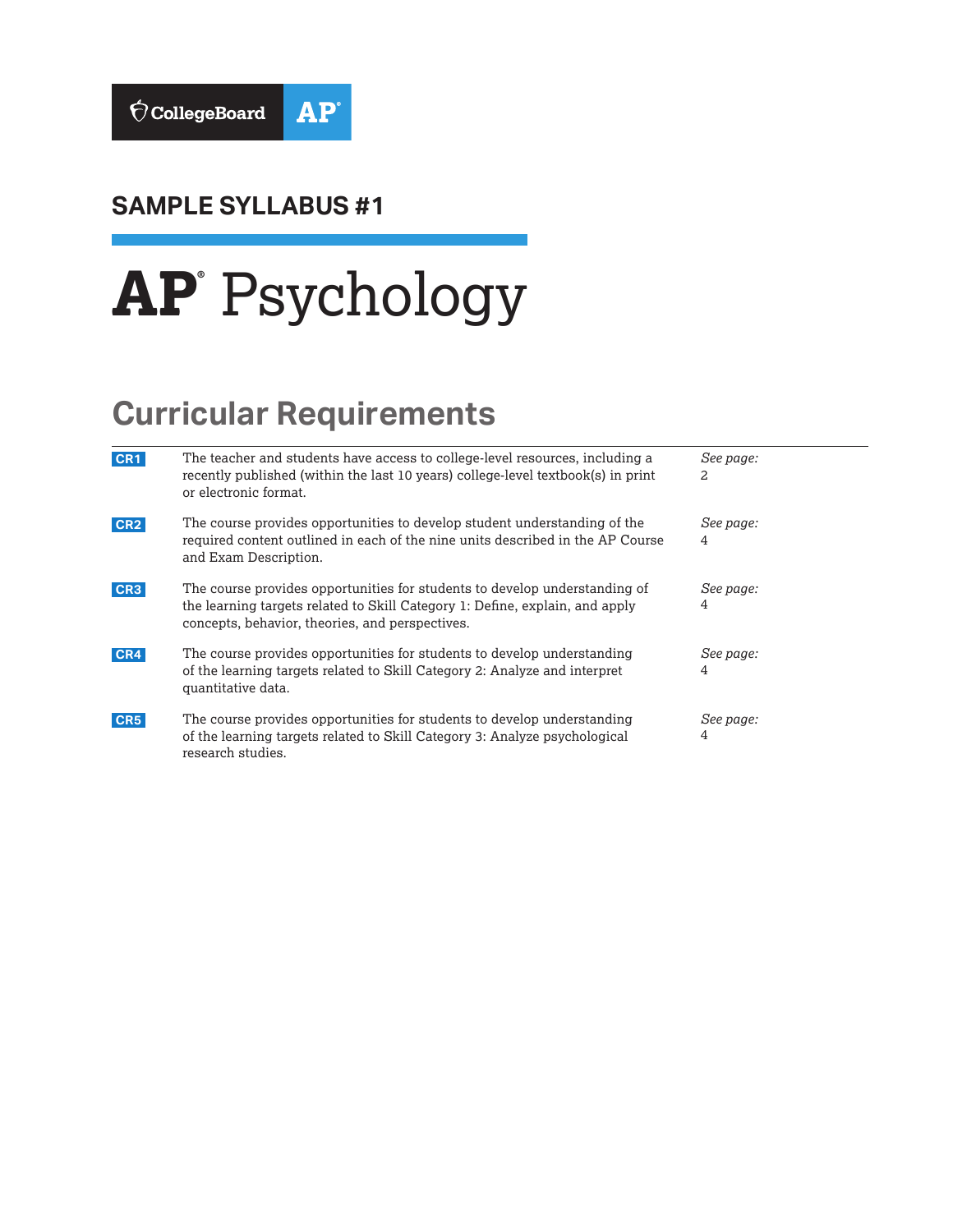CollegeBoard AP

## SAMPLE SYLLABUS #1

# AP Psychology

## Curricular Requirements

| | | |
|---|---|---|
| CR1 | The teacher and students have access to college-level resources, including a recently published (within the last 10 years) college-level textbook(s) in print or electronic format. | *See page:* 2 |
| CR2 | The course provides opportunities to develop student understanding of the required content outlined in each of the nine units described in the AP Course and Exam Description. | *See page:* 4 |
| CR3 | The course provides opportunities for students to develop understanding of the learning targets related to Skill Category 1: Define, explain, and apply concepts, behavior, theories, and perspectives. | *See page:* 4 |
| CR4 | The course provides opportunities for students to develop understanding of the learning targets related to Skill Category 2: Analyze and interpret quantitative data. | *See page:* 4 |
| CR5 | The course provides opportunities for students to develop understanding of the learning targets related to Skill Category 3: Analyze psychological research studies. | *See page:* 4 |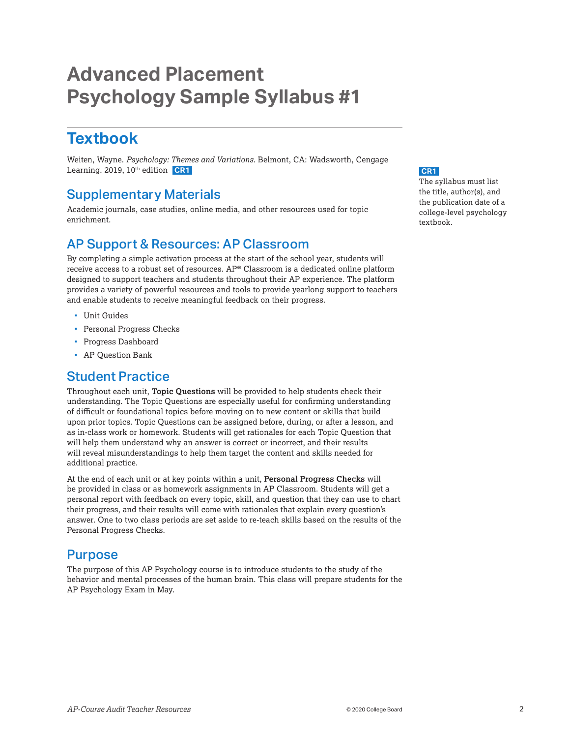# Advanced Placement Psychology Sample Syllabus #1

## Textbook

Weiten, Wayne. *Psychology: Themes and Variations.* Belmont, CA: Wadsworth, Cengage Learning. 2019, 10th edition **CR1**

**CR1**
The syllabus must list the title, author(s), and the publication date of a college-level psychology textbook.

### Supplementary Materials

Academic journals, case studies, online media, and other resources used for topic enrichment.

### AP Support & Resources: AP Classroom

By completing a simple activation process at the start of the school year, students will receive access to a robust set of resources. AP® Classroom is a dedicated online platform designed to support teachers and students throughout their AP experience. The platform provides a variety of powerful resources and tools to provide yearlong support to teachers and enable students to receive meaningful feedback on their progress.

- Unit Guides
- Personal Progress Checks
- Progress Dashboard
- AP Question Bank

### Student Practice

Throughout each unit, **Topic Questions** will be provided to help students check their understanding. The Topic Questions are especially useful for confirming understanding of difficult or foundational topics before moving on to new content or skills that build upon prior topics. Topic Questions can be assigned before, during, or after a lesson, and as in-class work or homework. Students will get rationales for each Topic Question that will help them understand why an answer is correct or incorrect, and their results will reveal misunderstandings to help them target the content and skills needed for additional practice.

At the end of each unit or at key points within a unit, **Personal Progress Checks** will be provided in class or as homework assignments in AP Classroom. Students will get a personal report with feedback on every topic, skill, and question that they can use to chart their progress, and their results will come with rationales that explain every question's answer. One to two class periods are set aside to re-teach skills based on the results of the Personal Progress Checks.

### Purpose

The purpose of this AP Psychology course is to introduce students to the study of the behavior and mental processes of the human brain. This class will prepare students for the AP Psychology Exam in May.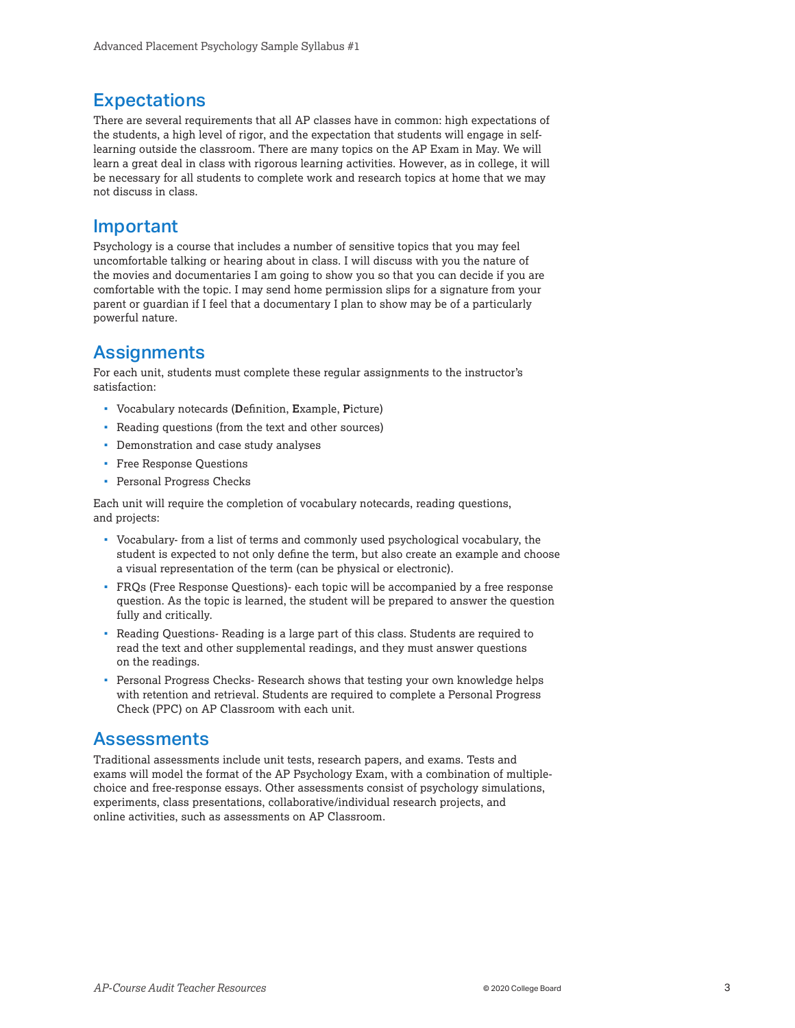## Expectations

There are several requirements that all AP classes have in common: high expectations of the students, a high level of rigor, and the expectation that students will engage in self-learning outside the classroom. There are many topics on the AP Exam in May. We will learn a great deal in class with rigorous learning activities. However, as in college, it will be necessary for all students to complete work and research topics at home that we may not discuss in class.

## Important

Psychology is a course that includes a number of sensitive topics that you may feel uncomfortable talking or hearing about in class. I will discuss with you the nature of the movies and documentaries I am going to show you so that you can decide if you are comfortable with the topic. I may send home permission slips for a signature from your parent or guardian if I feel that a documentary I plan to show may be of a particularly powerful nature.

## Assignments

For each unit, students must complete these regular assignments to the instructor's satisfaction:

- Vocabulary notecards (**D**efinition, **E**xample, **P**icture)
- Reading questions (from the text and other sources)
- Demonstration and case study analyses
- Free Response Questions
- Personal Progress Checks

Each unit will require the completion of vocabulary notecards, reading questions, and projects:

- Vocabulary- from a list of terms and commonly used psychological vocabulary, the student is expected to not only define the term, but also create an example and choose a visual representation of the term (can be physical or electronic).
- FRQs (Free Response Questions)- each topic will be accompanied by a free response question. As the topic is learned, the student will be prepared to answer the question fully and critically.
- Reading Questions- Reading is a large part of this class. Students are required to read the text and other supplemental readings, and they must answer questions on the readings.
- Personal Progress Checks- Research shows that testing your own knowledge helps with retention and retrieval. Students are required to complete a Personal Progress Check (PPC) on AP Classroom with each unit.

## Assessments

Traditional assessments include unit tests, research papers, and exams. Tests and exams will model the format of the AP Psychology Exam, with a combination of multiple-choice and free-response essays. Other assessments consist of psychology simulations, experiments, class presentations, collaborative/individual research projects, and online activities, such as assessments on AP Classroom.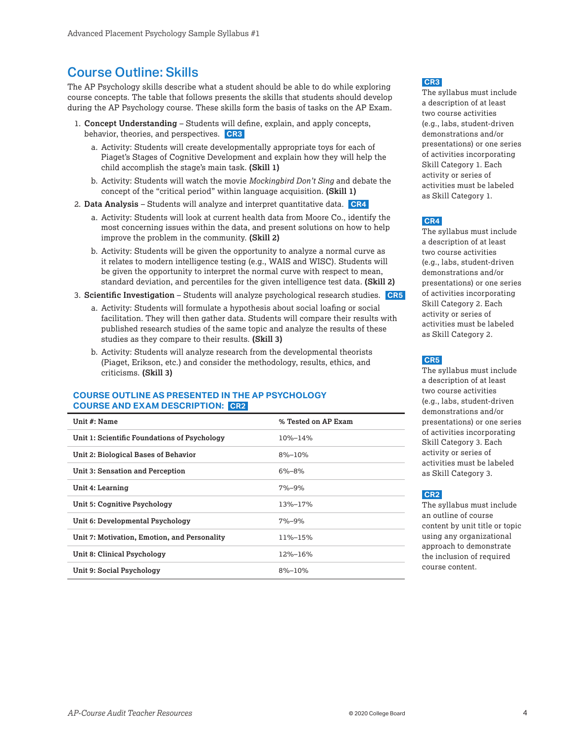## Course Outline: Skills

The AP Psychology skills describe what a student should be able to do while exploring course concepts. The table that follows presents the skills that students should develop during the AP Psychology course. These skills form the basis of tasks on the AP Exam.

1. **Concept Understanding** – Students will define, explain, and apply concepts, behavior, theories, and perspectives. **CR3**
   a. Activity: Students will create developmentally appropriate toys for each of Piaget's Stages of Cognitive Development and explain how they will help the child accomplish the stage's main task. **(Skill 1)**
   b. Activity: Students will watch the movie *Mockingbird Don't Sing* and debate the concept of the "critical period" within language acquisition. **(Skill 1)**
2. **Data Analysis** – Students will analyze and interpret quantitative data. **CR4**
   a. Activity: Students will look at current health data from Moore Co., identify the most concerning issues within the data, and present solutions on how to help improve the problem in the community. **(Skill 2)**
   b. Activity: Students will be given the opportunity to analyze a normal curve as it relates to modern intelligence testing (e.g., WAIS and WISC). Students will be given the opportunity to interpret the normal curve with respect to mean, standard deviation, and percentiles for the given intelligence test data. **(Skill 2)**
3. **Scientific Investigation** – Students will analyze psychological research studies. **CR5**
   a. Activity: Students will formulate a hypothesis about social loafing or social facilitation. They will then gather data. Students will compare their results with published research studies of the same topic and analyze the results of these studies as they compare to their results. **(Skill 3)**
   b. Activity: Students will analyze research from the developmental theorists (Piaget, Erikson, etc.) and consider the methodology, results, ethics, and criticisms. **(Skill 3)**

### COURSE OUTLINE AS PRESENTED IN THE AP PSYCHOLOGY COURSE AND EXAM DESCRIPTION: CR2

| Unit #: Name | % Tested on AP Exam |
|---|---|
| Unit 1: Scientific Foundations of Psychology | 10%–14% |
| Unit 2: Biological Bases of Behavior | 8%–10% |
| Unit 3: Sensation and Perception | 6%–8% |
| Unit 4: Learning | 7%–9% |
| Unit 5: Cognitive Psychology | 13%–17% |
| Unit 6: Developmental Psychology | 7%–9% |
| Unit 7: Motivation, Emotion, and Personality | 11%–15% |
| Unit 8: Clinical Psychology | 12%–16% |
| Unit 9: Social Psychology | 8%–10% |

**CR3**
The syllabus must include a description of at least two course activities (e.g., labs, student-driven demonstrations and/or presentations) or one series of activities incorporating Skill Category 1. Each activity or series of activities must be labeled as Skill Category 1.

**CR4**
The syllabus must include a description of at least two course activities (e.g., labs, student-driven demonstrations and/or presentations) or one series of activities incorporating Skill Category 2. Each activity or series of activities must be labeled as Skill Category 2.

**CR5**
The syllabus must include a description of at least two course activities (e.g., labs, student-driven demonstrations and/or presentations) or one series of activities incorporating Skill Category 3. Each activity or series of activities must be labeled as Skill Category 3.

**CR2**
The syllabus must include an outline of course content by unit title or topic using any organizational approach to demonstrate the inclusion of required course content.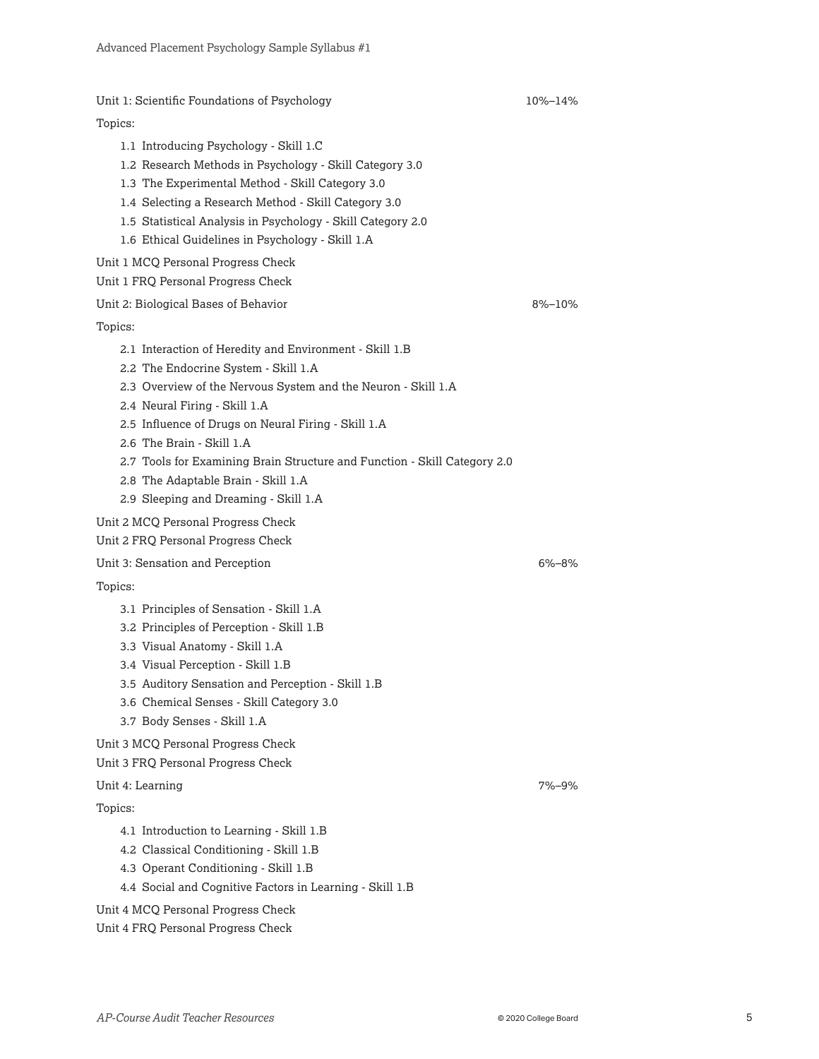## Unit 1: Scientific Foundations of Psychology — 10%–14%

Topics:

- 1.1 Introducing Psychology - Skill 1.C
- 1.2 Research Methods in Psychology - Skill Category 3.0
- 1.3 The Experimental Method - Skill Category 3.0
- 1.4 Selecting a Research Method - Skill Category 3.0
- 1.5 Statistical Analysis in Psychology - Skill Category 2.0
- 1.6 Ethical Guidelines in Psychology - Skill 1.A

Unit 1 MCQ Personal Progress Check

Unit 1 FRQ Personal Progress Check

## Unit 2: Biological Bases of Behavior — 8%–10%

Topics:

- 2.1 Interaction of Heredity and Environment - Skill 1.B
- 2.2 The Endocrine System - Skill 1.A
- 2.3 Overview of the Nervous System and the Neuron - Skill 1.A
- 2.4 Neural Firing - Skill 1.A
- 2.5 Influence of Drugs on Neural Firing - Skill 1.A
- 2.6 The Brain - Skill 1.A
- 2.7 Tools for Examining Brain Structure and Function - Skill Category 2.0
- 2.8 The Adaptable Brain - Skill 1.A
- 2.9 Sleeping and Dreaming - Skill 1.A

Unit 2 MCQ Personal Progress Check

Unit 2 FRQ Personal Progress Check

## Unit 3: Sensation and Perception — 6%–8%

Topics:

- 3.1 Principles of Sensation - Skill 1.A
- 3.2 Principles of Perception - Skill 1.B
- 3.3 Visual Anatomy - Skill 1.A
- 3.4 Visual Perception - Skill 1.B
- 3.5 Auditory Sensation and Perception - Skill 1.B
- 3.6 Chemical Senses - Skill Category 3.0
- 3.7 Body Senses - Skill 1.A

Unit 3 MCQ Personal Progress Check

Unit 3 FRQ Personal Progress Check

## Unit 4: Learning — 7%–9%

Topics:

- 4.1 Introduction to Learning - Skill 1.B
- 4.2 Classical Conditioning - Skill 1.B
- 4.3 Operant Conditioning - Skill 1.B
- 4.4 Social and Cognitive Factors in Learning - Skill 1.B

Unit 4 MCQ Personal Progress Check

Unit 4 FRQ Personal Progress Check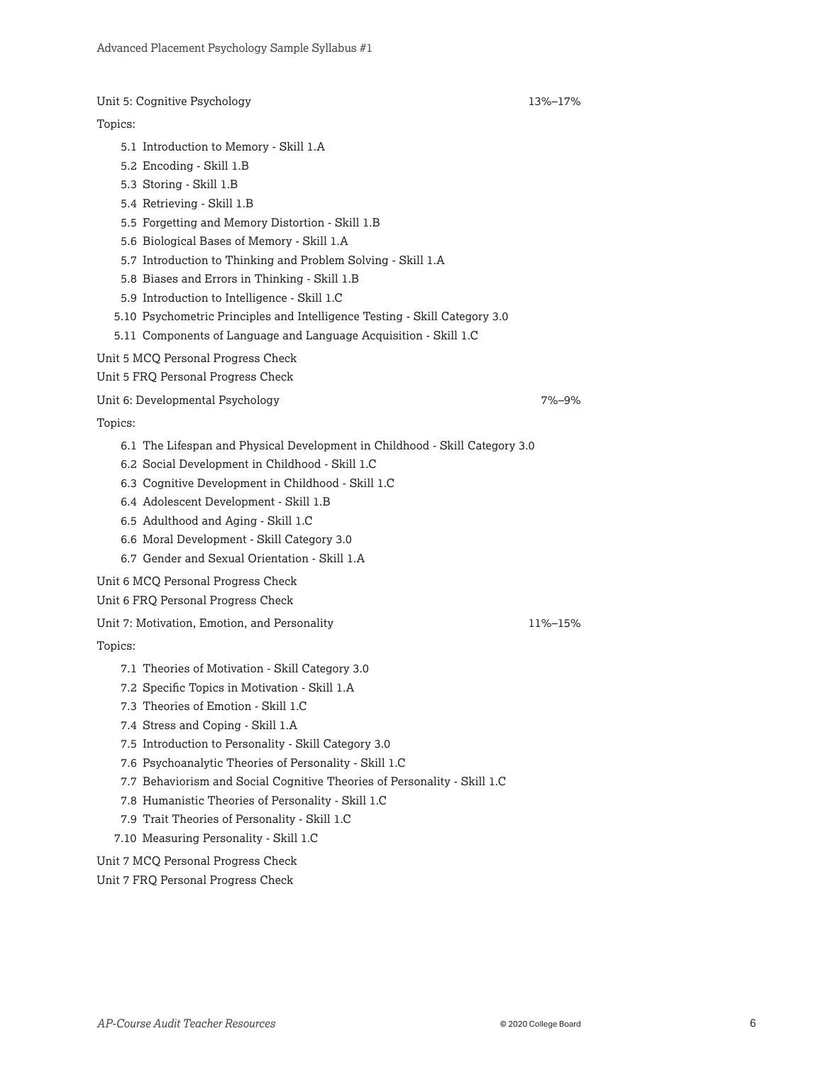Unit 5: Cognitive Psychology 13%–17%

Topics:

- 5.1 Introduction to Memory - Skill 1.A
- 5.2 Encoding - Skill 1.B
- 5.3 Storing - Skill 1.B
- 5.4 Retrieving - Skill 1.B
- 5.5 Forgetting and Memory Distortion - Skill 1.B
- 5.6 Biological Bases of Memory - Skill 1.A
- 5.7 Introduction to Thinking and Problem Solving - Skill 1.A
- 5.8 Biases and Errors in Thinking - Skill 1.B
- 5.9 Introduction to Intelligence - Skill 1.C
- 5.10 Psychometric Principles and Intelligence Testing - Skill Category 3.0
- 5.11 Components of Language and Language Acquisition - Skill 1.C

Unit 5 MCQ Personal Progress Check

Unit 5 FRQ Personal Progress Check

Unit 6: Developmental Psychology 7%–9%

Topics:

- 6.1 The Lifespan and Physical Development in Childhood - Skill Category 3.0
- 6.2 Social Development in Childhood - Skill 1.C
- 6.3 Cognitive Development in Childhood - Skill 1.C
- 6.4 Adolescent Development - Skill 1.B
- 6.5 Adulthood and Aging - Skill 1.C
- 6.6 Moral Development - Skill Category 3.0
- 6.7 Gender and Sexual Orientation - Skill 1.A

Unit 6 MCQ Personal Progress Check

Unit 6 FRQ Personal Progress Check

Unit 7: Motivation, Emotion, and Personality 11%–15%

Topics:

- 7.1 Theories of Motivation - Skill Category 3.0
- 7.2 Specific Topics in Motivation - Skill 1.A
- 7.3 Theories of Emotion - Skill 1.C
- 7.4 Stress and Coping - Skill 1.A
- 7.5 Introduction to Personality - Skill Category 3.0
- 7.6 Psychoanalytic Theories of Personality - Skill 1.C
- 7.7 Behaviorism and Social Cognitive Theories of Personality - Skill 1.C
- 7.8 Humanistic Theories of Personality - Skill 1.C
- 7.9 Trait Theories of Personality - Skill 1.C
- 7.10 Measuring Personality - Skill 1.C

Unit 7 MCQ Personal Progress Check

Unit 7 FRQ Personal Progress Check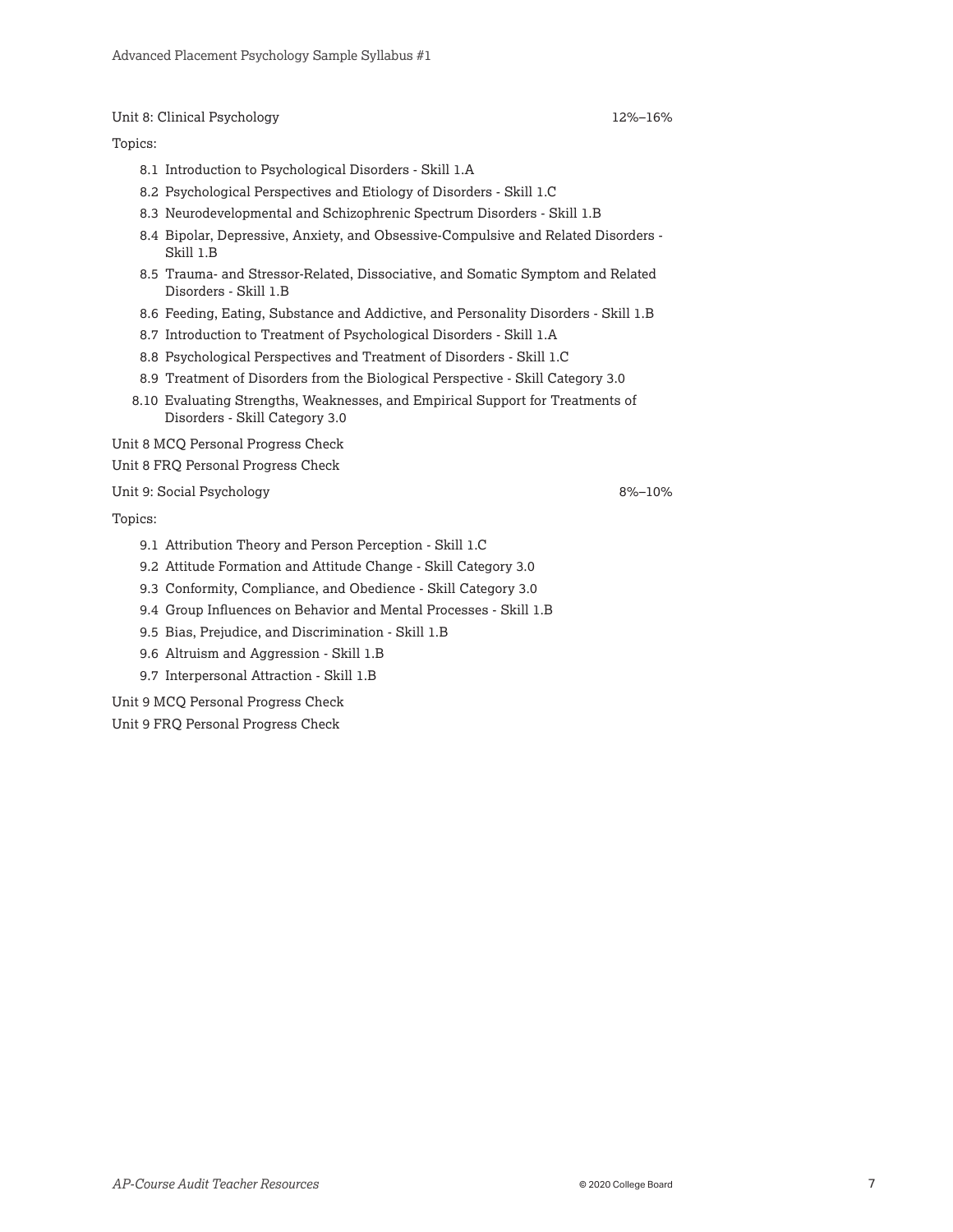Unit 8: Clinical Psychology 12%–16%

Topics:

- 8.1 Introduction to Psychological Disorders - Skill 1.A
- 8.2 Psychological Perspectives and Etiology of Disorders - Skill 1.C
- 8.3 Neurodevelopmental and Schizophrenic Spectrum Disorders - Skill 1.B
- 8.4 Bipolar, Depressive, Anxiety, and Obsessive-Compulsive and Related Disorders - Skill 1.B
- 8.5 Trauma- and Stressor-Related, Dissociative, and Somatic Symptom and Related Disorders - Skill 1.B
- 8.6 Feeding, Eating, Substance and Addictive, and Personality Disorders - Skill 1.B
- 8.7 Introduction to Treatment of Psychological Disorders - Skill 1.A
- 8.8 Psychological Perspectives and Treatment of Disorders - Skill 1.C
- 8.9 Treatment of Disorders from the Biological Perspective - Skill Category 3.0
- 8.10 Evaluating Strengths, Weaknesses, and Empirical Support for Treatments of Disorders - Skill Category 3.0

Unit 8 MCQ Personal Progress Check

Unit 8 FRQ Personal Progress Check

Unit 9: Social Psychology 8%–10%

Topics:

- 9.1 Attribution Theory and Person Perception - Skill 1.C
- 9.2 Attitude Formation and Attitude Change - Skill Category 3.0
- 9.3 Conformity, Compliance, and Obedience - Skill Category 3.0
- 9.4 Group Influences on Behavior and Mental Processes - Skill 1.B
- 9.5 Bias, Prejudice, and Discrimination - Skill 1.B
- 9.6 Altruism and Aggression - Skill 1.B
- 9.7 Interpersonal Attraction - Skill 1.B

Unit 9 MCQ Personal Progress Check

Unit 9 FRQ Personal Progress Check